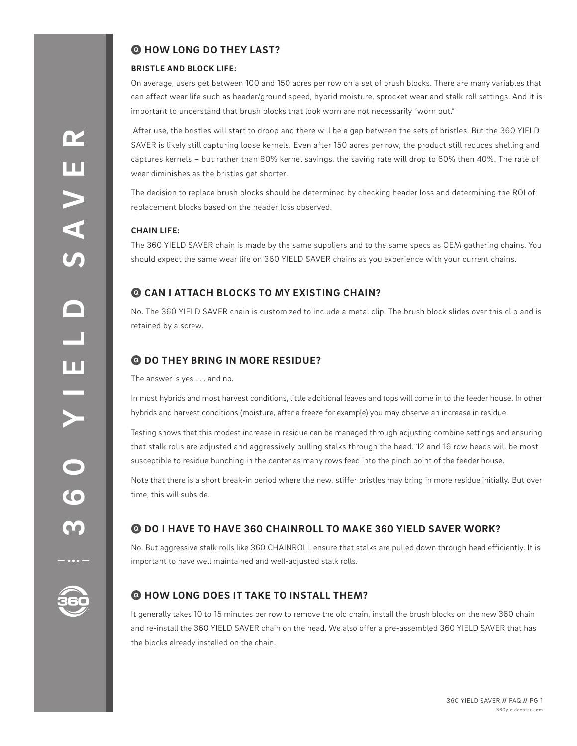## HOW LONG DO THEY LAST?

### BRISTLE AND BLOCK LIFE:

On average, users get between 100 and 150 acres per row on a set of brush blocks. There are many variables that can affect wear life such as header/ground speed, hybrid moisture, sprocket wear and stalk roll settings. And it is important to understand that brush blocks that look worn are not necessarily "worn out."

After use, the bristles will start to droop and there will be a gap between the sets of bristles. But the 360 YIELD SAVER is likely still capturing loose kernels. Even after 150 acres per row, the product still reduces shelling and captures kernels – but rather than 80% kernel savings, the saving rate will drop to 60% then 40%. The rate of wear diminishes as the bristles get shorter.

The decision to replace brush blocks should be determined by checking header loss and determining the ROI of replacement blocks based on the header loss observed.

### CHAIN LIFE:

The 360 YIELD SAVER chain is made by the same suppliers and to the same specs as OEM gathering chains. You should expect the same wear life on 360 YIELD SAVER chains as you experience with your current chains.

## CAN I ATTACH BLOCKS TO MY EXISTING CHAIN?

No. The 360 YIELD SAVER chain is customized to include a metal clip. The brush block slides over this clip and is retained by a screw.

## DO THEY BRING IN MORE RESIDUE?

The answer is yes . . . and no.

In most hybrids and most harvest conditions, little additional leaves and tops will come in to the feeder house. In other hybrids and harvest conditions (moisture, after a freeze for example) you may observe an increase in residue.

Testing shows that this modest increase in residue can be managed through adjusting combine settings and ensuring that stalk rolls are adjusted and aggressively pulling stalks through the head. 12 and 16 row heads will be most susceptible to residue bunching in the center as many rows feed into the pinch point of the feeder house.

Note that there is a short break-in period where the new, stiffer bristles may bring in more residue initially. But over time, this will subside.

## DO I HAVE TO HAVE 360 CHAINROLL TO MAKE 360 YIELD SAVER WORK?

No. But aggressive stalk rolls like 360 CHAINROLL ensure that stalks are pulled down through head efficiently. It is important to have well maintained and well-adjusted stalk rolls.

## HOW LONG DOES IT TAKE TO INSTALL THEM?

It generally takes 10 to 15 minutes per row to remove the old chain, install the brush blocks on the new 360 chain and re-install the 360 YIELD SAVER chain on the head. We also offer a pre-assembled 360 YIELD SAVER that has the blocks already installed on the chain.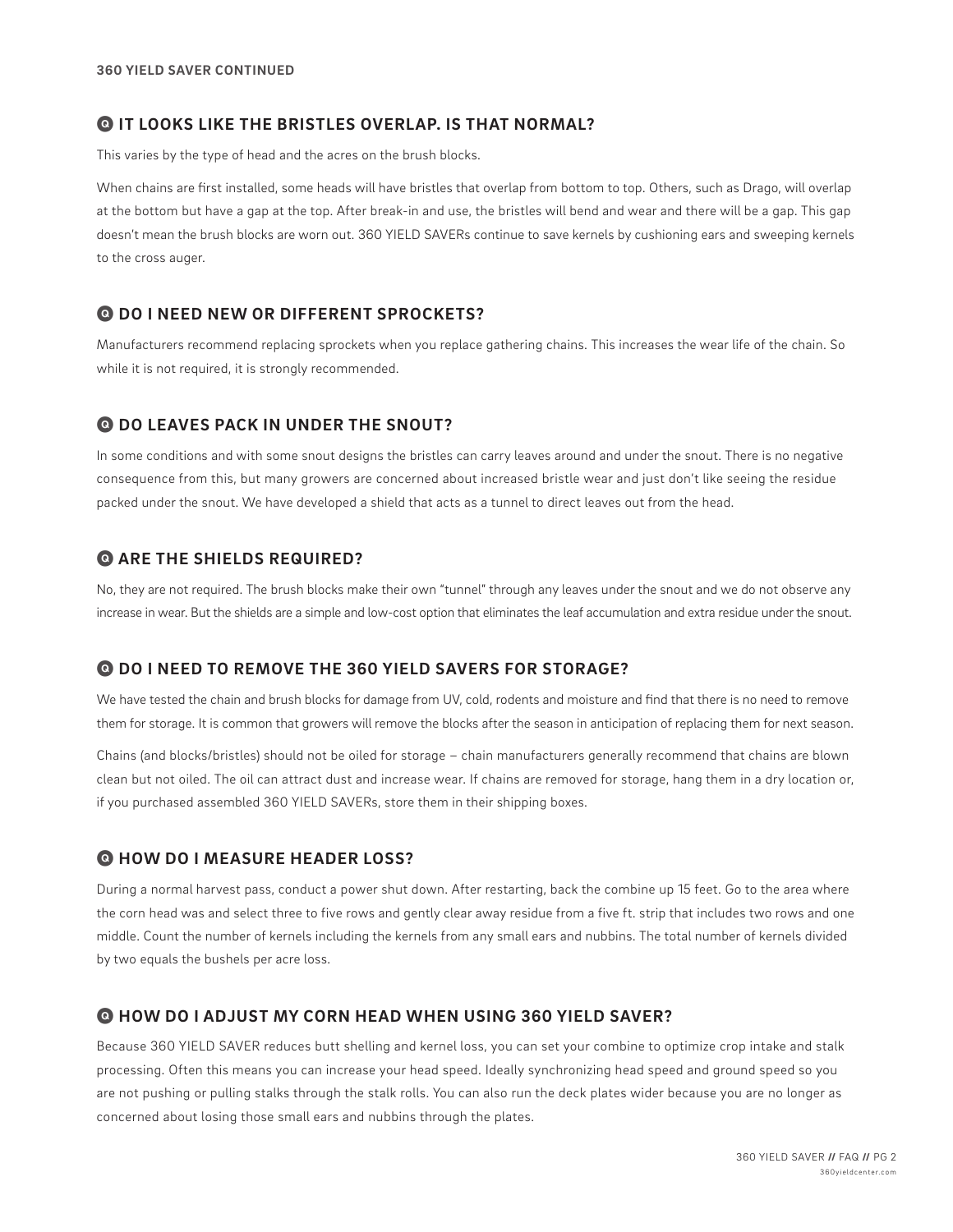**360 YIELD SAVER CONTINUED**

## Q IT LOOKS LIKE THE BRISTLES OVERLAP. IS THAT NORMAL?

This varies by the type of head and the acres on the brush blocks.

When chains are first installed, some heads will have bristles that overlap from bottom to top. Others, such as Drago, will overlap at the bottom but have a gap at the top. After break-in and use, the bristles will bend and wear and there will be a gap. This gap doesn't mean the brush blocks are worn out. 360 YIELD SAVERs continue to save kernels by cushioning ears and sweeping kernels to the cross auger.

## Q DO I NEED NEW OR DIFFERENT SPROCKETS?

Manufacturers recommend replacing sprockets when you replace gathering chains. This increases the wear life of the chain. So while it is not required, it is strongly recommended.

## Q DO LEAVES PACK IN UNDER THE SNOUT?

In some conditions and with some snout designs the bristles can carry leaves around and under the snout. There is no negative consequence from this, but many growers are concerned about increased bristle wear and just don't like seeing the residue packed under the snout. We have developed a shield that acts as a tunnel to direct leaves out from the head.

## Q ARE THE SHIELDS REQUIRED?

No, they are not required. The brush blocks make their own "tunnel" through any leaves under the snout and we do not observe any increase in wear. But the shields are a simple and low-cost option that eliminates the leaf accumulation and extra residue under the snout.

## Q DO I NEED TO REMOVE THE 360 YIELD SAVERS FOR STORAGE?

We have tested the chain and brush blocks for damage from UV, cold, rodents and moisture and find that there is no need to remove them for storage. It is common that growers will remove the blocks after the season in anticipation of replacing them for next season.

Chains (and blocks/bristles) should not be oiled for storage – chain manufacturers generally recommend that chains are blown clean but not oiled. The oil can attract dust and increase wear. If chains are removed for storage, hang them in a dry location or, if you purchased assembled 360 YIELD SAVERs, store them in their shipping boxes.

## Q HOW DO I MEASURE HEADER LOSS?

During a normal harvest pass, conduct a power shut down. After restarting, back the combine up 15 feet. Go to the area where the corn head was and select three to five rows and gently clear away residue from a five ft. strip that includes two rows and one middle. Count the number of kernels including the kernels from any small ears and nubbins. The total number of kernels divided by two equals the bushels per acre loss.

## Q HOW DO I ADJUST MY CORN HEAD WHEN USING 360 YIELD SAVER?

Because 360 YIELD SAVER reduces butt shelling and kernel loss, you can set your combine to optimize crop intake and stalk processing. Often this means you can increase your head speed. Ideally synchronizing head speed and ground speed so you are not pushing or pulling stalks through the stalk rolls. You can also run the deck plates wider because you are no longer as concerned about losing those small ears and nubbins through the plates.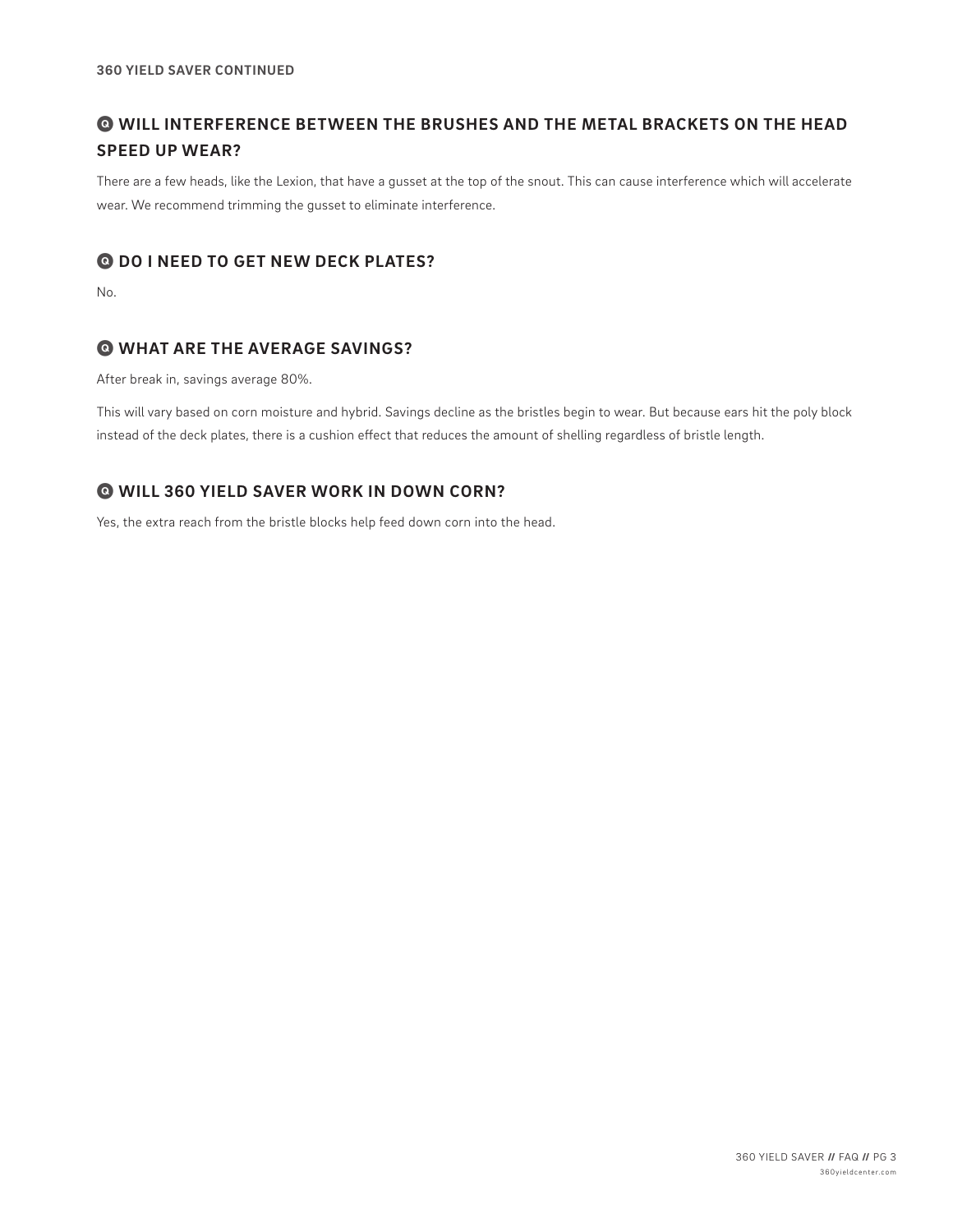**360 YIELD SAVER CONTINUED**

## Q WILL INTERFERENCE BETWEEN THE BRUSHES AND THE METAL BRACKETS ON THE HEAD SPEED UP WEAR?

There are a few heads, like the Lexion, that have a gusset at the top of the snout. This can cause interference which will accelerate wear. We recommend trimming the gusset to eliminate interference.

## Q DO I NEED TO GET NEW DECK PLATES?

No.

## Q WHAT ARE THE AVERAGE SAVINGS?

After break in, savings average 80%.

This will vary based on corn moisture and hybrid. Savings decline as the bristles begin to wear. But because ears hit the poly block instead of the deck plates, there is a cushion effect that reduces the amount of shelling regardless of bristle length.

## Q WILL 360 YIELD SAVER WORK IN DOWN CORN?

Yes, the extra reach from the bristle blocks help feed down corn into the head.